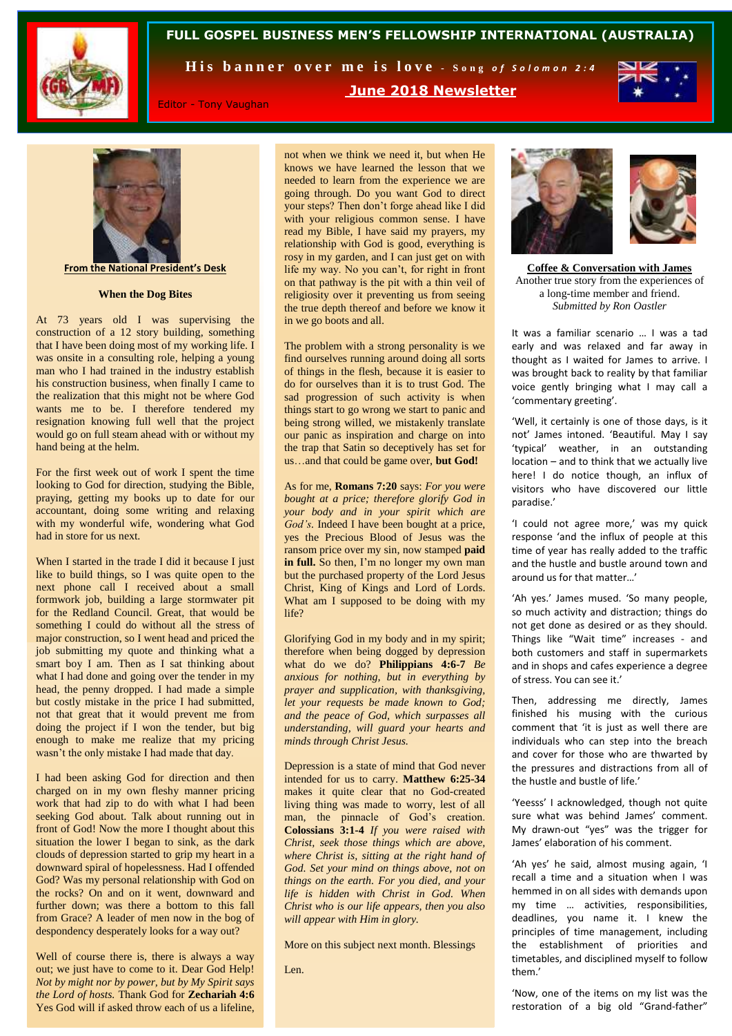# FULL GOSPEL BUSINESS MEN'S FELLOWSHIP INTERNATIONAL (AUSTRALIA)

**His banner over me is love** - *Song of Solomon 2:4*

**June 2018 Newsletter**

Editor - Tony Vaughan

**From the National President's Desk**

## When the Dog Bites

At 73 years old I was supervising the construction of a 12 story building, something that I have been doing most of my working life. I was onsite in a consulting role, helping a young man who I had trained in the industry establish his construction business, when finally I came to the realization that this might not be where God wants me to be. I therefore tendered my resignation knowing full well that the project would go on full steam ahead with or without my hand being at the helm.

For the first week out of work I spent the time looking to God for direction, studying the Bible, praying, getting my books up to date for our accountant, doing some writing and relaxing with my wonderful wife, wondering what God had in store for us next.

When I started in the trade I did it because I just like to build things, so I was quite open to the next phone call I received about a small formwork job, building a large stormwater pit for the Redland Council. Great, that would be something I could do without all the stress of major construction, so I went head and priced the job submitting my quote and thinking what a smart boy I am. Then as I sat thinking about what I had done and going over the tender in my head, the penny dropped. I had made a simple but costly mistake in the price I had submitted, not that great that it would prevent me from doing the project if I won the tender, but big enough to make me realize that my pricing wasn't the only mistake I had made that day.

I had been asking God for direction and then charged on in my own fleshy manner pricing work that had zip to do with what I had been seeking God about. Talk about running out in front of God! Now the more I thought about this situation the lower I began to sink, as the dark clouds of depression started to grip my heart in a downward spiral of hopelessness. Had I offended God? Was my personal relationship with God on the rocks? On and on it went, downward and further down; was there a bottom to this fall from Grace? A leader of men now in the bog of despondency desperately looks for a way out?

Well of course there is, there is always a way out; we just have to come to it. Dear God Help! *Not by might nor by power, but by My Spirit says the Lord of hosts.* Thank God for **Zechariah 4:6** Yes God will if asked throw each of us a lifeline, not when we think we need it, but when He knows we have learned the lesson that we needed to learn from the experience we are going through. Do you want God to direct your steps? Then don't forge ahead like I did with your religious common sense. I have read my Bible, I have said my prayers, my relationship with God is good, everything is rosy in my garden, and I can just get on with life my way. No you can't, for right in front on that pathway is the pit with a thin veil of religiosity over it preventing us from seeing the true depth thereof and before we know it in we go boots and all.

The problem with a strong personality is we find ourselves running around doing all sorts of things in the flesh, because it is easier to do for ourselves than it is to trust God. The sad progression of such activity is when things start to go wrong we start to panic and being strong willed, we mistakenly translate our panic as inspiration and charge on into the trap that Satan so deceptively has set for us…and that could be game over, **but God!**

As for me, **Romans 7:20** says: *For you were bought at a price; therefore glorify God in your body and in your spirit which are God's.* Indeed I have been bought at a price, yes the Precious Blood of Jesus was the ransom price over my sin, now stamped **paid in full.** So then, I'm no longer my own man but the purchased property of the Lord Jesus Christ, King of Kings and Lord of Lords. What am I supposed to be doing with my life?

Glorifying God in my body and in my spirit; therefore when being dogged by depression what do we do? **Philippians 4:6-7** *Be anxious for nothing, but in everything by prayer and supplication, with thanksgiving, let your requests be made known to God; and the peace of God, which surpasses all understanding, will guard your hearts and minds through Christ Jesus.*

Depression is a state of mind that God never intended for us to carry. **Matthew 6:25-34** makes it quite clear that no God-created living thing was made to worry, lest of all man, the pinnacle of God's creation. **Colossians 3:1-4** *If you were raised with Christ, seek those things which are above, where Christ is, sitting at the right hand of God. Set your mind on things above, not on things on the earth. For you died, and your life is hidden with Christ in God. When Christ who is our life appears, then you also will appear with Him in glory.*

More on this subject next month. Blessings

Len.

**Coffee & Conversation with James**

Another true story from the experiences of a long-time member and friend.

*Submitted by Ron Oastler*

It was a familiar scenario … I was a tad early and was relaxed and far away in thought as I waited for James to arrive. I was brought back to reality by that familiar voice gently bringing what I may call a 'commentary greeting'.

'Well, it certainly is one of those days, is it not' James intoned. 'Beautiful. May I say 'typical' weather, in an outstanding location – and to think that we actually live here! I do notice though, an influx of visitors who have discovered our little paradise.'

'I could not agree more,' was my quick response 'and the influx of people at this time of year has really added to the traffic and the hustle and bustle around town and around us for that matter…'

'Ah yes.' James mused. 'So many people, so much activity and distraction; things do not get done as desired or as they should. Things like "Wait time" increases - and both customers and staff in supermarkets and in shops and cafes experience a degree of stress. You can see it.'

Then, addressing me directly, James finished his musing with the curious comment that 'it is just as well there are individuals who can step into the breach and cover for those who are thwarted by the pressures and distractions from all of the hustle and bustle of life.'

'Yeesss' I acknowledged, though not quite sure what was behind James' comment. My drawn-out "yes" was the trigger for James' elaboration of his comment.

'Ah yes' he said, almost musing again, 'I recall a time and a situation when I was hemmed in on all sides with demands upon my time … activities, responsibilities, deadlines, you name it. I knew the principles of time management, including the establishment of priorities and timetables, and disciplined myself to follow them.'

'Now, one of the items on my list was the restoration of a big old "Grand-father"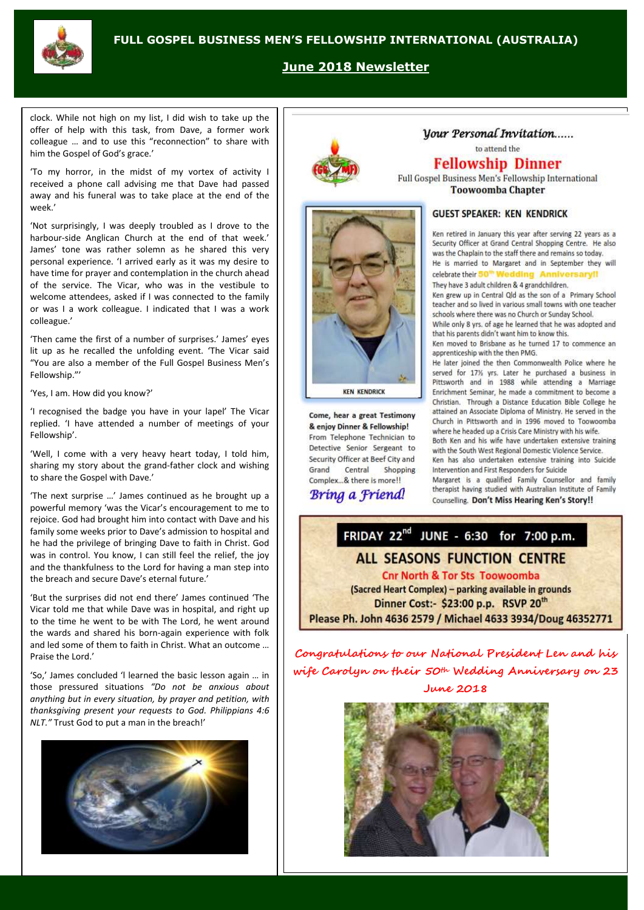clock. While not high on my list, I did wish to take up the offer of help with this task, from Dave, a former work colleague … and to use this "reconnection" to share with him the Gospel of God's grace.'

'To my horror, in the midst of my vortex of activity I received a phone call advising me that Dave had passed away and his funeral was to take place at the end of the week.'

'Not surprisingly, I was deeply troubled as I drove to the harbour-side Anglican Church at the end of that week.' James' tone was rather solemn as he shared this very personal experience. 'I arrived early as it was my desire to have time for prayer and contemplation in the church ahead of the service. The Vicar, who was in the vestibule to welcome attendees, asked if I was connected to the family or was I a work colleague. I indicated that I was a work colleague.'

'Then came the first of a number of surprises.' James' eyes lit up as he recalled the unfolding event. 'The Vicar said "You are also a member of the Full Gospel Business Men's Fellowship."'

'Yes, I am. How did you know?'

'I recognised the badge you have in your lapel' The Vicar replied. 'I have attended a number of meetings of your Fellowship'.

'Well, I come with a very heavy heart today, I told him, sharing my story about the grand-father clock and wishing to share the Gospel with Dave.'

'The next surprise …' James continued as he brought up a powerful memory 'was the Vicar's encouragement to me to rejoice. God had brought him into contact with Dave and his family some weeks prior to Dave's admission to hospital and he had the privilege of bringing Dave to faith in Christ. God was in control. You know, I can still feel the relief, the joy and the thankfulness to the Lord for having a man step into the breach and secure Dave's eternal future.'

'But the surprises did not end there' James continued 'The Vicar told me that while Dave was in hospital, and right up to the time he went to be with The Lord, he went around the wards and shared his born-again experience with folk and led some of them to faith in Christ. What an outcome … Praise the Lord.'

'So,' James concluded 'I learned the basic lesson again … in those pressured situations *"Do not be anxious about anything but in every situation, by prayer and petition, with thanksgiving present your requests to God. Philippians 4:6 NLT."* Trust God to put a man in the breach!'

*Your Personal Invitation……*

to attend the

## Fellowship Dinner

Full Gospel Business Men's Fellowship International
**Toowoomba Chapter**

### GUEST SPEAKER: KEN KENDRICK

KEN KENDRICK

Ken retired in January this year after serving 22 years as a Security Officer at Grand Central Shopping Centre. He also was the Chaplain to the staff there and remains so today.
He is married to Margaret and in September they will celebrate their **50th Wedding Anniversary!!**
They have 3 adult children & 4 grandchildren.
Ken grew up in Central Qld as the son of a Primary School teacher and so lived in various small towns with one teacher schools where there was no Church or Sunday School.
While only 8 yrs. of age he learned that he was adopted and that his parents didn't want him to know this.
Ken moved to Brisbane as he turned 17 to commence an apprenticeship with the then PMG.
He later joined the then Commonwealth Police where he served for 17½ yrs. Later he purchased a business in Pittsworth and in 1988 while attending a Marriage Enrichment Seminar, he made a commitment to become a Christian. Through a Distance Education Bible College he attained an Associate Diploma of Ministry. He served in the Church in Pittsworth and in 1996 moved to Toowoomba where he headed up a Crisis Care Ministry with his wife.
Both Ken and his wife have undertaken extensive training with the South West Regional Domestic Violence Service.
Ken has also undertaken extensive training into Suicide Intervention and First Responders for Suicide
Margaret is a qualified Family Counsellor and family therapist having studied with Australian Institute of Family Counselling. **Don't Miss Hearing Ken's Story!!**

**Come, hear a great Testimony & enjoy Dinner & Fellowship!**
From Telephone Technician to Detective Senior Sergeant to Security Officer at Beef City and Grand Central Shopping Complex…& there is more!!

*Bring a Friend!*

**FRIDAY 22nd JUNE - 6:30 for 7:00 p.m.**

**ALL SEASONS FUNCTION CENTRE**

**Cnr North & Tor Sts Toowoomba**

**(Sacred Heart Complex) – parking available in grounds**

**Dinner Cost:- $23:00 p.p. RSVP 20th**

**Please Ph. John 4636 2579 / Michael 4633 3934/Doug 46352771**

**Congratulations to our National President Len and his wife Carolyn on their 50th Wedding Anniversary on 23 June 2018**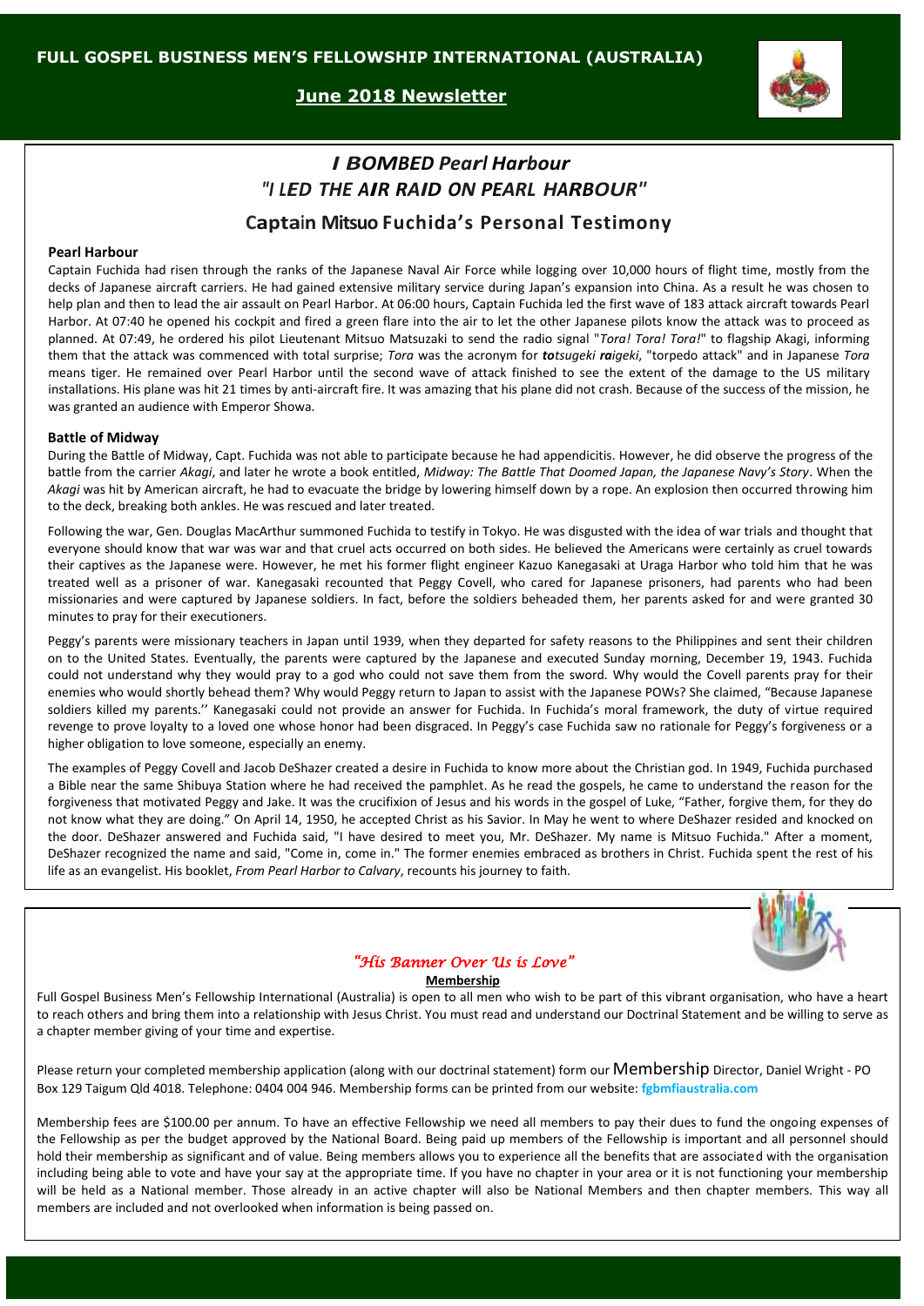# FULL GOSPEL BUSINESS MEN'S FELLOWSHIP INTERNATIONAL (AUSTRALIA)

**June 2018 Newsletter**

## *I BOMBED Pearl Harbour*
## *"I LED THE AIR RAID ON PEARL HARBOUR"*

## Captain Mitsuo Fuchida's Personal Testimony

### Pearl Harbour

Captain Fuchida had risen through the ranks of the Japanese Naval Air Force while logging over 10,000 hours of flight time, mostly from the decks of Japanese aircraft carriers. He had gained extensive military service during Japan's expansion into China. As a result he was chosen to help plan and then to lead the air assault on Pearl Harbor. At 06:00 hours, Captain Fuchida led the first wave of 183 attack aircraft towards Pearl Harbor. At 07:40 he opened his cockpit and fired a green flare into the air to let the other Japanese pilots know the attack was to proceed as planned. At 07:49, he ordered his pilot Lieutenant Mitsuo Matsuzaki to send the radio signal "*Tora! Tora! Tora!*" to flagship Akagi, informing them that the attack was commenced with total surprise; *Tora* was the acronym for ***to****tsugeki* ***ra****igeki*, "torpedo attack" and in Japanese *Tora* means tiger. He remained over Pearl Harbor until the second wave of attack finished to see the extent of the damage to the US military installations. His plane was hit 21 times by anti-aircraft fire. It was amazing that his plane did not crash. Because of the success of the mission, he was granted an audience with Emperor Showa.

### Battle of Midway

During the Battle of Midway, Capt. Fuchida was not able to participate because he had appendicitis. However, he did observe the progress of the battle from the carrier *Akagi*, and later he wrote a book entitled, *Midway: The Battle That Doomed Japan, the Japanese Navy's Story*. When the *Akagi* was hit by American aircraft, he had to evacuate the bridge by lowering himself down by a rope. An explosion then occurred throwing him to the deck, breaking both ankles. He was rescued and later treated.

Following the war, Gen. Douglas MacArthur summoned Fuchida to testify in Tokyo. He was disgusted with the idea of war trials and thought that everyone should know that war was war and that cruel acts occurred on both sides. He believed the Americans were certainly as cruel towards their captives as the Japanese were. However, he met his former flight engineer Kazuo Kanegasaki at Uraga Harbor who told him that he was treated well as a prisoner of war. Kanegasaki recounted that Peggy Covell, who cared for Japanese prisoners, had parents who had been missionaries and were captured by Japanese soldiers. In fact, before the soldiers beheaded them, her parents asked for and were granted 30 minutes to pray for their executioners.

Peggy's parents were missionary teachers in Japan until 1939, when they departed for safety reasons to the Philippines and sent their children on to the United States. Eventually, the parents were captured by the Japanese and executed Sunday morning, December 19, 1943. Fuchida could not understand why they would pray to a god who could not save them from the sword. Why would the Covell parents pray for their enemies who would shortly behead them? Why would Peggy return to Japan to assist with the Japanese POWs? She claimed, "Because Japanese soldiers killed my parents.'' Kanegasaki could not provide an answer for Fuchida. In Fuchida's moral framework, the duty of virtue required revenge to prove loyalty to a loved one whose honor had been disgraced. In Peggy's case Fuchida saw no rationale for Peggy's forgiveness or a higher obligation to love someone, especially an enemy.

The examples of Peggy Covell and Jacob DeShazer created a desire in Fuchida to know more about the Christian god. In 1949, Fuchida purchased a Bible near the same Shibuya Station where he had received the pamphlet. As he read the gospels, he came to understand the reason for the forgiveness that motivated Peggy and Jake. It was the crucifixion of Jesus and his words in the gospel of Luke, "Father, forgive them, for they do not know what they are doing." On April 14, 1950, he accepted Christ as his Savior. In May he went to where DeShazer resided and knocked on the door. DeShazer answered and Fuchida said, "I have desired to meet you, Mr. DeShazer. My name is Mitsuo Fuchida." After a moment, DeShazer recognized the name and said, "Come in, come in." The former enemies embraced as brothers in Christ. Fuchida spent the rest of his life as an evangelist. His booklet, *From Pearl Harbor to Calvary*, recounts his journey to faith.

*"His Banner Over Us is Love"*

**Membership**

Full Gospel Business Men's Fellowship International (Australia) is open to all men who wish to be part of this vibrant organisation, who have a heart to reach others and bring them into a relationship with Jesus Christ. You must read and understand our Doctrinal Statement and be willing to serve as a chapter member giving of your time and expertise.

Please return your completed membership application (along with our doctrinal statement) form our Membership Director, Daniel Wright - PO Box 129 Taigum Qld 4018. Telephone: 0404 004 946. Membership forms can be printed from our website: **fgbmfiaustralia.com**

Membership fees are $100.00 per annum. To have an effective Fellowship we need all members to pay their dues to fund the ongoing expenses of the Fellowship as per the budget approved by the National Board. Being paid up members of the Fellowship is important and all personnel should hold their membership as significant and of value. Being members allows you to experience all the benefits that are associated with the organisation including being able to vote and have your say at the appropriate time. If you have no chapter in your area or it is not functioning your membership will be held as a National member. Those already in an active chapter will also be National Members and then chapter members. This way all members are included and not overlooked when information is being passed on.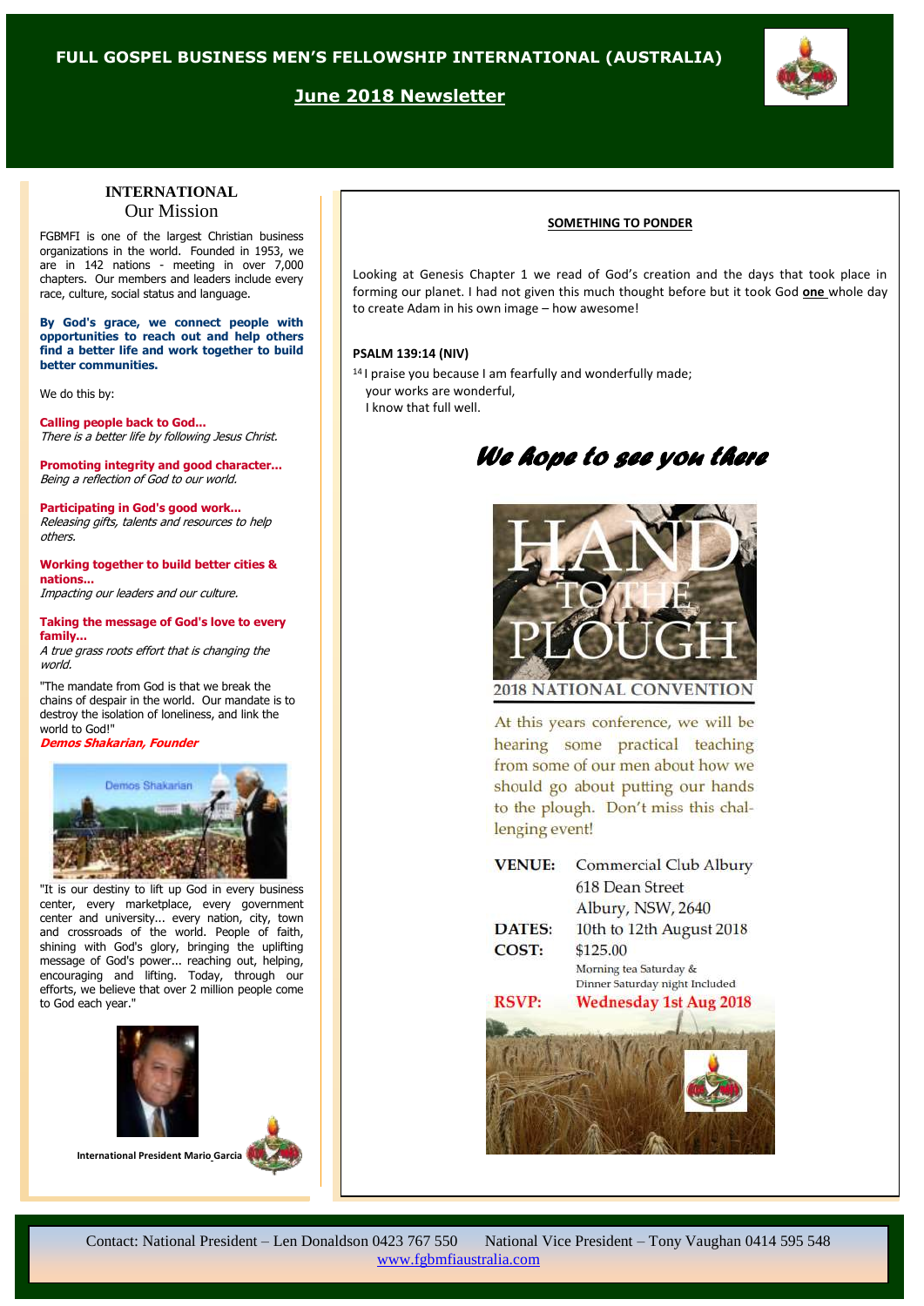# FULL GOSPEL BUSINESS MEN'S FELLOWSHIP INTERNATIONAL (AUSTRALIA)

## June 2018 Newsletter

### INTERNATIONAL
### Our Mission

FGBMFI is one of the largest Christian business organizations in the world. Founded in 1953, we are in 142 nations - meeting in over 7,000 chapters. Our members and leaders include every race, culture, social status and language.

**By God's grace, we connect people with opportunities to reach out and help others find a better life and work together to build better communities.**

We do this by:

**Calling people back to God...**
*There is a better life by following Jesus Christ.*

**Promoting integrity and good character...**
*Being a reflection of God to our world.*

**Participating in God's good work...**
*Releasing gifts, talents and resources to help others.*

**Working together to build better cities & nations...**
*Impacting our leaders and our culture.*

**Taking the message of God's love to every family...**
*A true grass roots effort that is changing the world.*

"The mandate from God is that we break the chains of despair in the world. Our mandate is to destroy the isolation of loneliness, and link the world to God!"
***Demos Shakarian, Founder***

Demos Shakarian

"It is our destiny to lift up God in every business center, every marketplace, every government center and university... every nation, city, town and crossroads of the world. People of faith, shining with God's glory, bringing the uplifting message of God's power... reaching out, helping, encouraging and lifting. Today, through our efforts, we believe that over 2 million people come to God each year."

**International President Mario Garcia**

### SOMETHING TO PONDER

Looking at Genesis Chapter 1 we read of God's creation and the days that took place in forming our planet. I had not given this much thought before but it took God **one** whole day to create Adam in his own image – how awesome!

**PSALM 139:14 (NIV)**

[14] I praise you because I am fearfully and wonderfully made;
your works are wonderful,
I know that full well.

***We hope to see you there***

# HAND TO THE PLOUGH

## 2018 NATIONAL CONVENTION

At this years conference, we will be hearing some practical teaching from some of our men about how we should go about putting our hands to the plough. Don't miss this challenging event!

**VENUE:** Commercial Club Albury
618 Dean Street
Albury, NSW, 2640

**DATES:** 10th to 12th August 2018

**COST:** $125.00
Morning tea Saturday &
Dinner Saturday night Included

**RSVP:** **Wednesday 1st Aug 2018**

Contact: National President – Len Donaldson 0423 767 550 National Vice President – Tony Vaughan 0414 595 548
www.fgbmfiaustralia.com